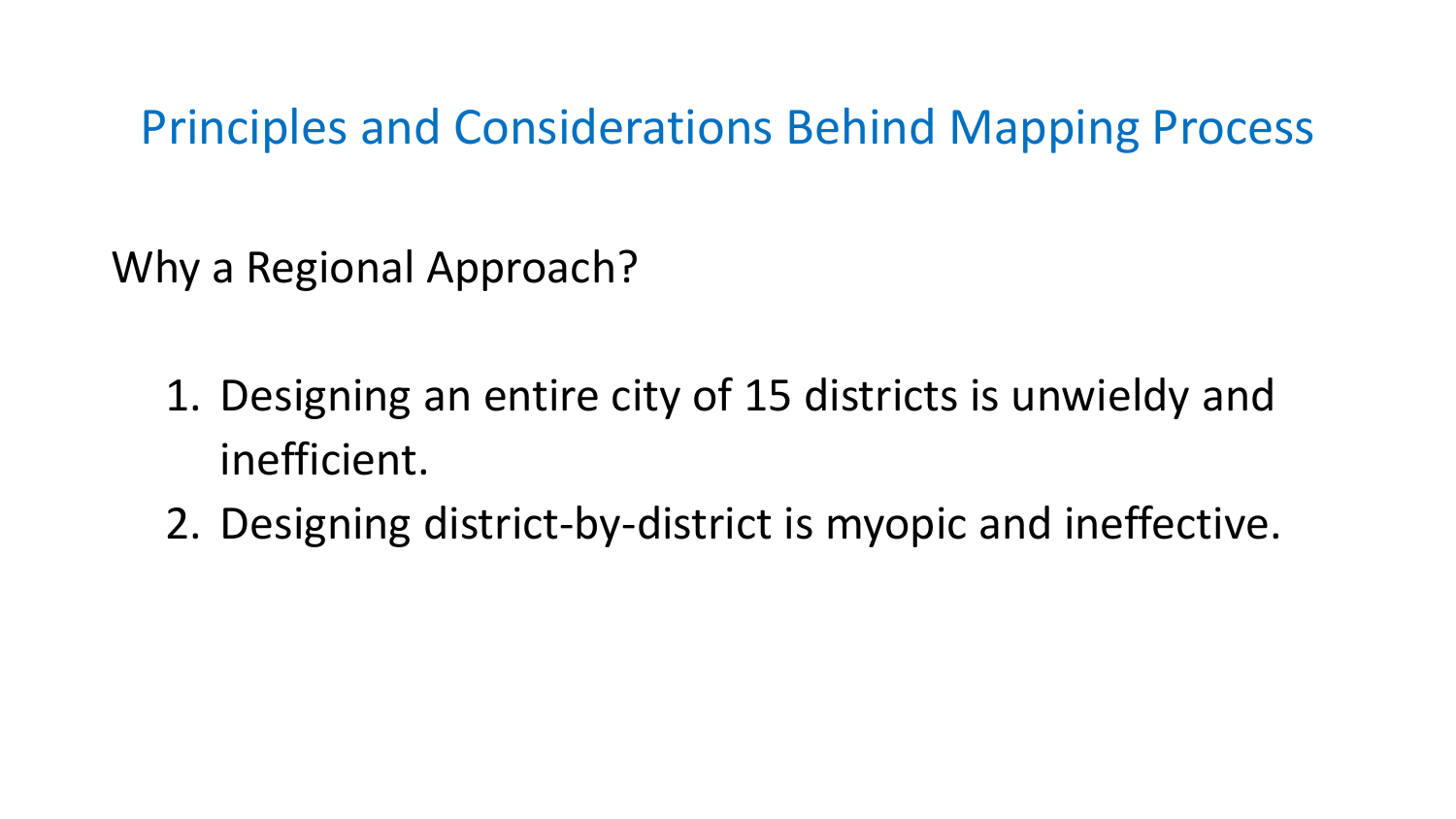# Principles and Considerations Behind Mapping Process

## Why a Regional Approach?

1. Designing an entire city of 15 districts is unwieldy and inefficient.
2. Designing district-by-district is myopic and ineffective.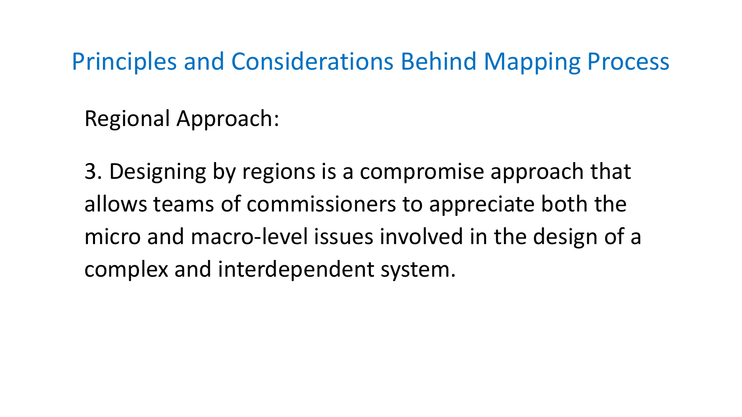## Principles and Considerations Behind Mapping Process

Regional Approach:

3. Designing by regions is a compromise approach that allows teams of commissioners to appreciate both the micro and macro-level issues involved in the design of a complex and interdependent system.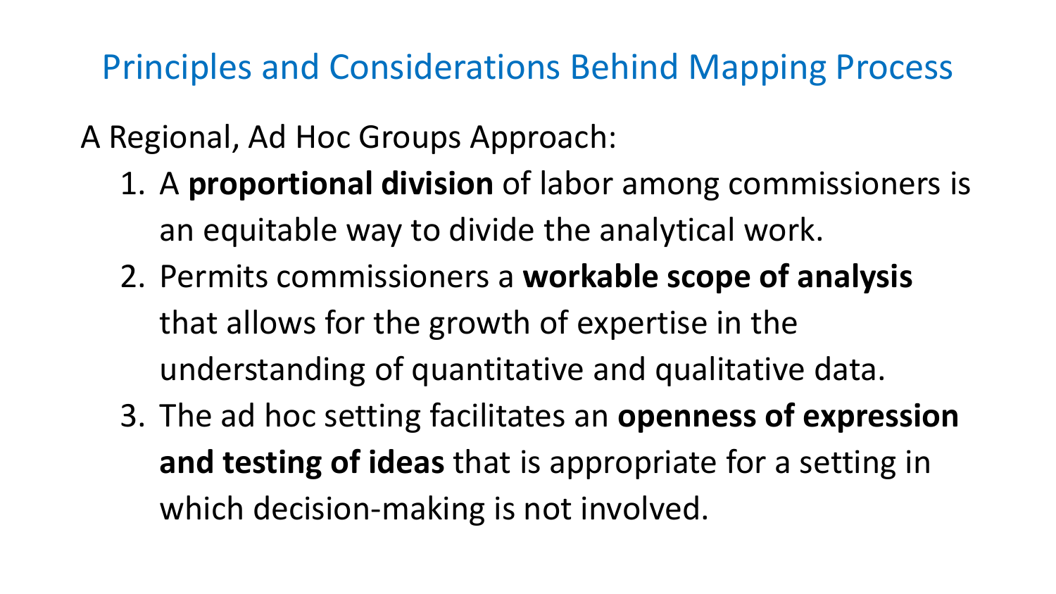## Principles and Considerations Behind Mapping Process

A Regional, Ad Hoc Groups Approach:

1. A **proportional division** of labor among commissioners is an equitable way to divide the analytical work.
2. Permits commissioners a **workable scope of analysis** that allows for the growth of expertise in the understanding of quantitative and qualitative data.
3. The ad hoc setting facilitates an **openness of expression and testing of ideas** that is appropriate for a setting in which decision-making is not involved.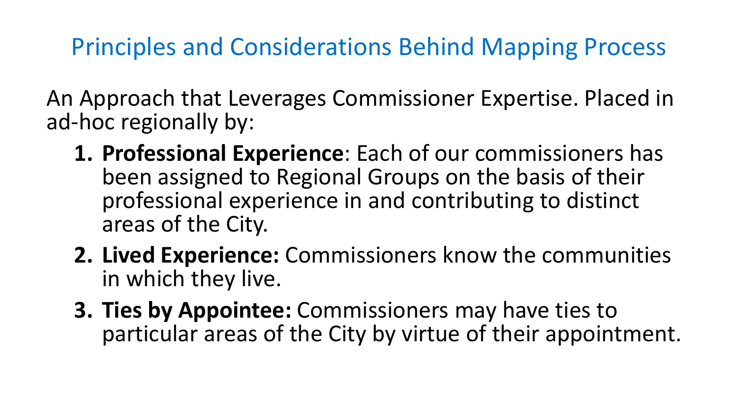# Principles and Considerations Behind Mapping Process

An Approach that Leverages Commissioner Expertise. Placed in ad-hoc regionally by:

1. **Professional Experience**: Each of our commissioners has been assigned to Regional Groups on the basis of their professional experience in and contributing to distinct areas of the City.
2. **Lived Experience:** Commissioners know the communities in which they live.
3. **Ties by Appointee:** Commissioners may have ties to particular areas of the City by virtue of their appointment.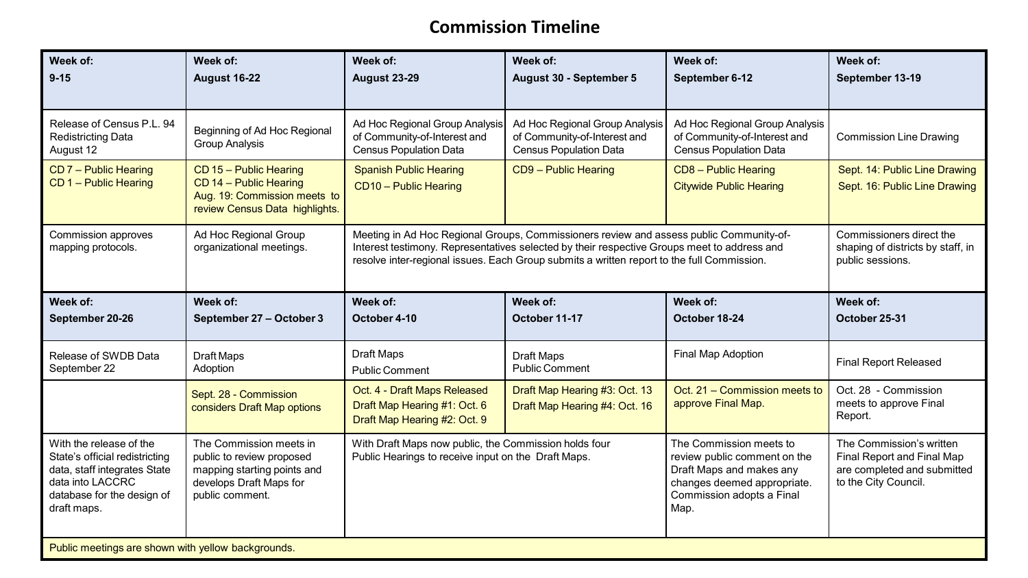# Commission Timeline

| Week of: 9-15 | Week of: August 16-22 | Week of: August 23-29 | Week of: August 30 - September 5 | Week of: September 6-12 | Week of: September 13-19 |
|---|---|---|---|---|---|
| Release of Census P.L. 94 Redistricting Data August 12 | Beginning of Ad Hoc Regional Group Analysis | Ad Hoc Regional Group Analysis of Community-of-Interest and Census Population Data | Ad Hoc Regional Group Analysis of Community-of-Interest and Census Population Data | Ad Hoc Regional Group Analysis of Community-of-Interest and Census Population Data | Commission Line Drawing |
| CD 7 – Public Hearing<br>CD 1 – Public Hearing | CD 15 – Public Hearing<br>CD 14 – Public Hearing<br>Aug. 19: Commission meets to review Census Data highlights. | Spanish Public Hearing<br>CD10 – Public Hearing | CD9 – Public Hearing | CD8 – Public Hearing<br>Citywide Public Hearing | Sept. 14: Public Line Drawing<br>Sept. 16: Public Line Drawing |
| Commission approves mapping protocols. | Ad Hoc Regional Group organizational meetings. | Meeting in Ad Hoc Regional Groups, Commissioners review and assess public Community-of-Interest testimony. Representatives selected by their respective Groups meet to address and resolve inter-regional issues. Each Group submits a written report to the full Commission. | | | Commissioners direct the shaping of districts by staff, in public sessions. |
| **Week of: September 20-26** | **Week of: September 27 – October 3** | **Week of: October 4-10** | **Week of: October 11-17** | **Week of: October 18-24** | **Week of: October 25-31** |
| Release of SWDB Data September 22 | Draft Maps Adoption | Draft Maps Public Comment | Draft Maps Public Comment | Final Map Adoption | Final Report Released |
| | Sept. 28 - Commission considers Draft Map options | Oct. 4 - Draft Maps Released<br>Draft Map Hearing #1: Oct. 6<br>Draft Map Hearing #2: Oct. 9 | Draft Map Hearing #3: Oct. 13<br>Draft Map Hearing #4: Oct. 16 | Oct. 21 – Commission meets to approve Final Map. | Oct. 28 - Commission meets to approve Final Report. |
| With the release of the State's official redistricting data, staff integrates State data into LACCRC database for the design of draft maps. | The Commission meets in public to review proposed mapping starting points and develops Draft Maps for public comment. | With Draft Maps now public, the Commission holds four Public Hearings to receive input on the Draft Maps. | | The Commission meets to review public comment on the Draft Maps and makes any changes deemed appropriate. Commission adopts a Final Map. | The Commission's written Final Report and Final Map are completed and submitted to the City Council. |

Public meetings are shown with yellow backgrounds.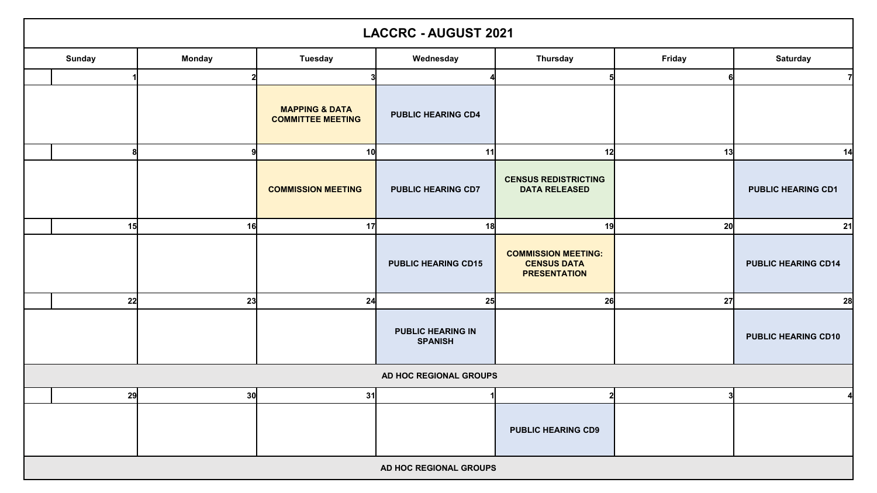# LACCRC - AUGUST 2021

| Sunday | Monday | Tuesday | Wednesday | Thursday | Friday | Saturday |
|---|---|---|---|---|---|---|
| 1 | 2 | 3 | 4 | 5 | 6 | 7 |
| | | MAPPING & DATA COMMITTEE MEETING | PUBLIC HEARING CD4 | | | |
| 8 | 9 | 10 | 11 | 12 | 13 | 14 |
| | | COMMISSION MEETING | PUBLIC HEARING CD7 | CENSUS REDISTRICTING DATA RELEASED | | PUBLIC HEARING CD1 |
| 15 | 16 | 17 | 18 | 19 | 20 | 21 |
| | | | PUBLIC HEARING CD15 | COMMISSION MEETING: CENSUS DATA PRESENTATION | | PUBLIC HEARING CD14 |
| 22 | 23 | 24 | 25 | 26 | 27 | 28 |
| | | | PUBLIC HEARING IN SPANISH | | | PUBLIC HEARING CD10 |
| AD HOC REGIONAL GROUPS | | | | | | |
| 29 | 30 | 31 | 1 | 2 | 3 | 4 |
| | | | | PUBLIC HEARING CD9 | | |
| AD HOC REGIONAL GROUPS | | | | | | |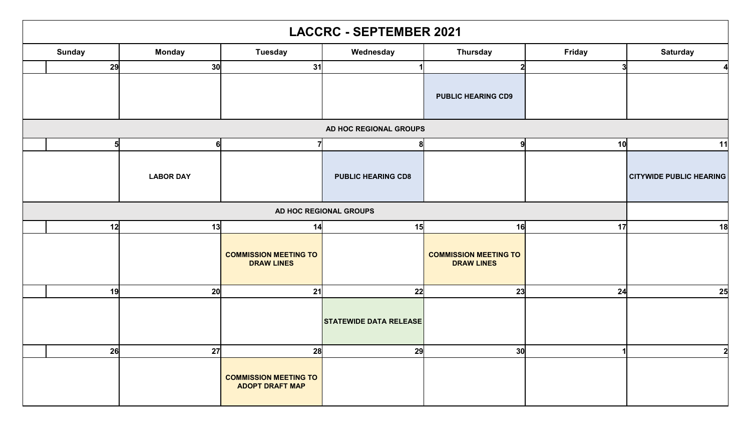# LACCRC - SEPTEMBER 2021

| Sunday | Monday | Tuesday | Wednesday | Thursday | Friday | Saturday |
|---|---|---|---|---|---|---|
| 29 | 30 | 31 | 1 | 2 | 3 | 4 |
| | | | | PUBLIC HEARING CD9 | | |
| AD HOC REGIONAL GROUPS | | | | | | |
| 5 | 6 | 7 | 8 | 9 | 10 | 11 |
| | LABOR DAY | | PUBLIC HEARING CD8 | | | CITYWIDE PUBLIC HEARING |
| AD HOC REGIONAL GROUPS | | | | | | |
| 12 | 13 | 14 | 15 | 16 | 17 | 18 |
| | | COMMISSION MEETING TO DRAW LINES | | COMMISSION MEETING TO DRAW LINES | | |
| 19 | 20 | 21 | 22 | 23 | 24 | 25 |
| | | | STATEWIDE DATA RELEASE | | | |
| 26 | 27 | 28 | 29 | 30 | 1 | 2 |
| | | COMMISSION MEETING TO ADOPT DRAFT MAP | | | | |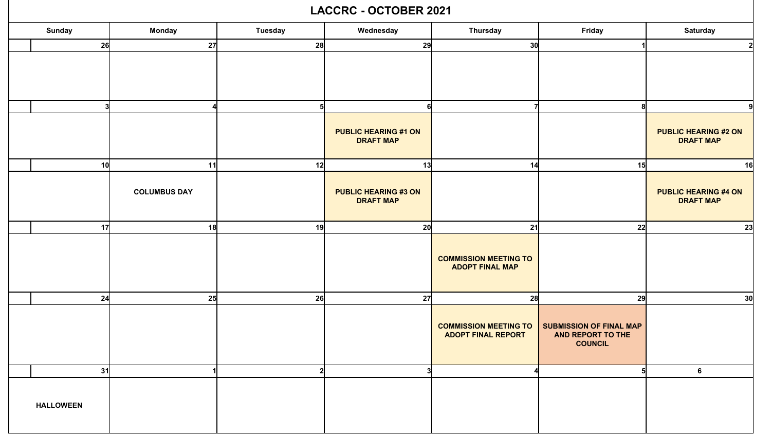# LACCRC - OCTOBER 2021

| Sunday | Monday | Tuesday | Wednesday | Thursday | Friday | Saturday |
|---|---|---|---|---|---|---|
| 26 | 27 | 28 | 29 | 30 | 1 | 2 |
| 3 | 4 | 5 | 6 **PUBLIC HEARING #1 ON DRAFT MAP** | 7 | 8 | 9 **PUBLIC HEARING #2 ON DRAFT MAP** |
| 10 | 11 **COLUMBUS DAY** | 12 | 13 **PUBLIC HEARING #3 ON DRAFT MAP** | 14 | 15 | 16 **PUBLIC HEARING #4 ON DRAFT MAP** |
| 17 | 18 | 19 | 20 | 21 **COMMISSION MEETING TO ADOPT FINAL MAP** | 22 | 23 |
| 24 | 25 | 26 | 27 | 28 **COMMISSION MEETING TO ADOPT FINAL REPORT** | 29 **SUBMISSION OF FINAL MAP AND REPORT TO THE COUNCIL** | 30 |
| 31 **HALLOWEEN** | 1 | 2 | 3 | 4 | 5 | 6 |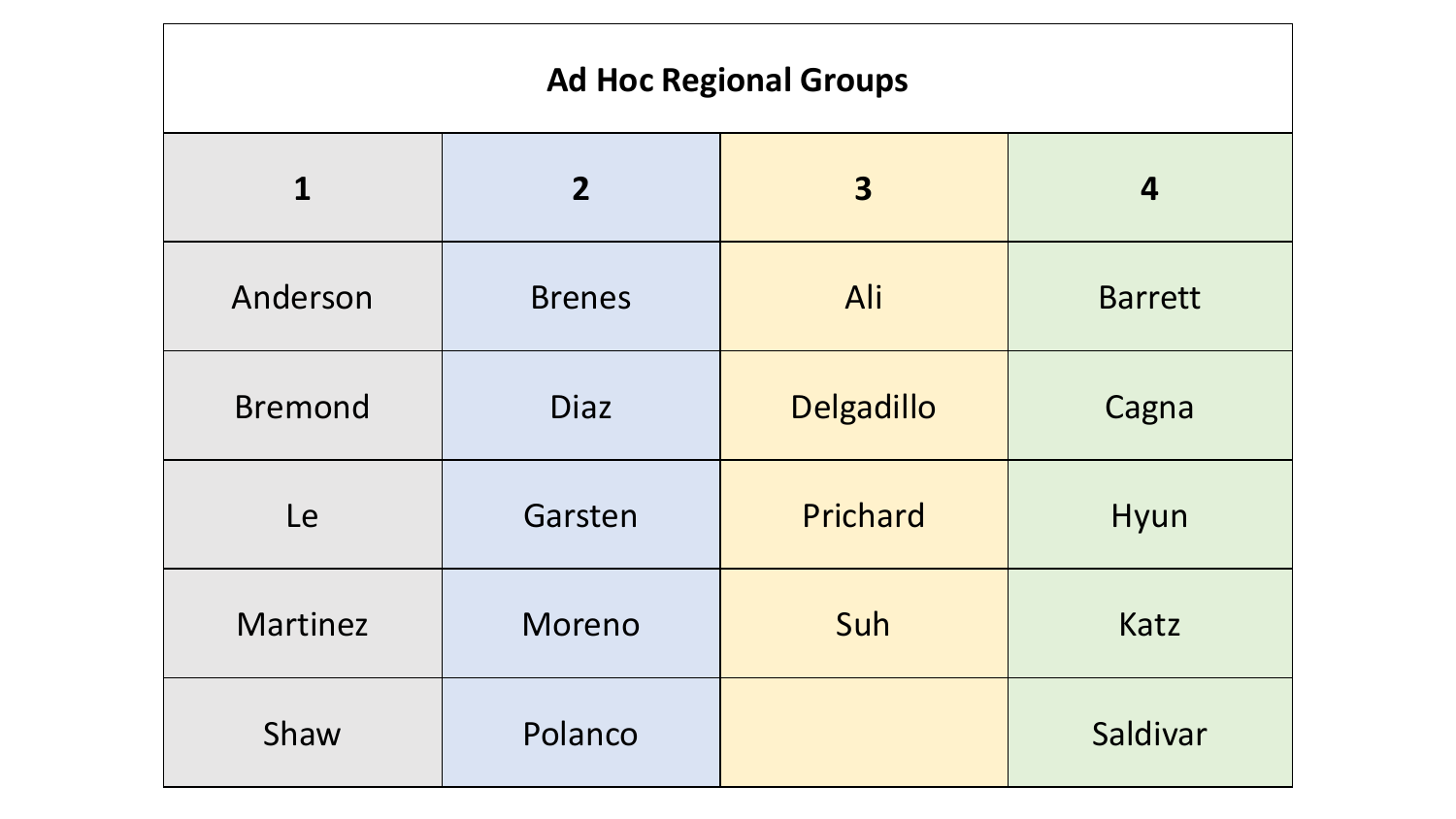| Ad Hoc Regional Groups | | | |
|---|---|---|---|
| **1** | **2** | **3** | **4** |
| Anderson | Brenes | Ali | Barrett |
| Bremond | Diaz | Delgadillo | Cagna |
| Le | Garsten | Prichard | Hyun |
| Martinez | Moreno | Suh | Katz |
| Shaw | Polanco | | Saldivar |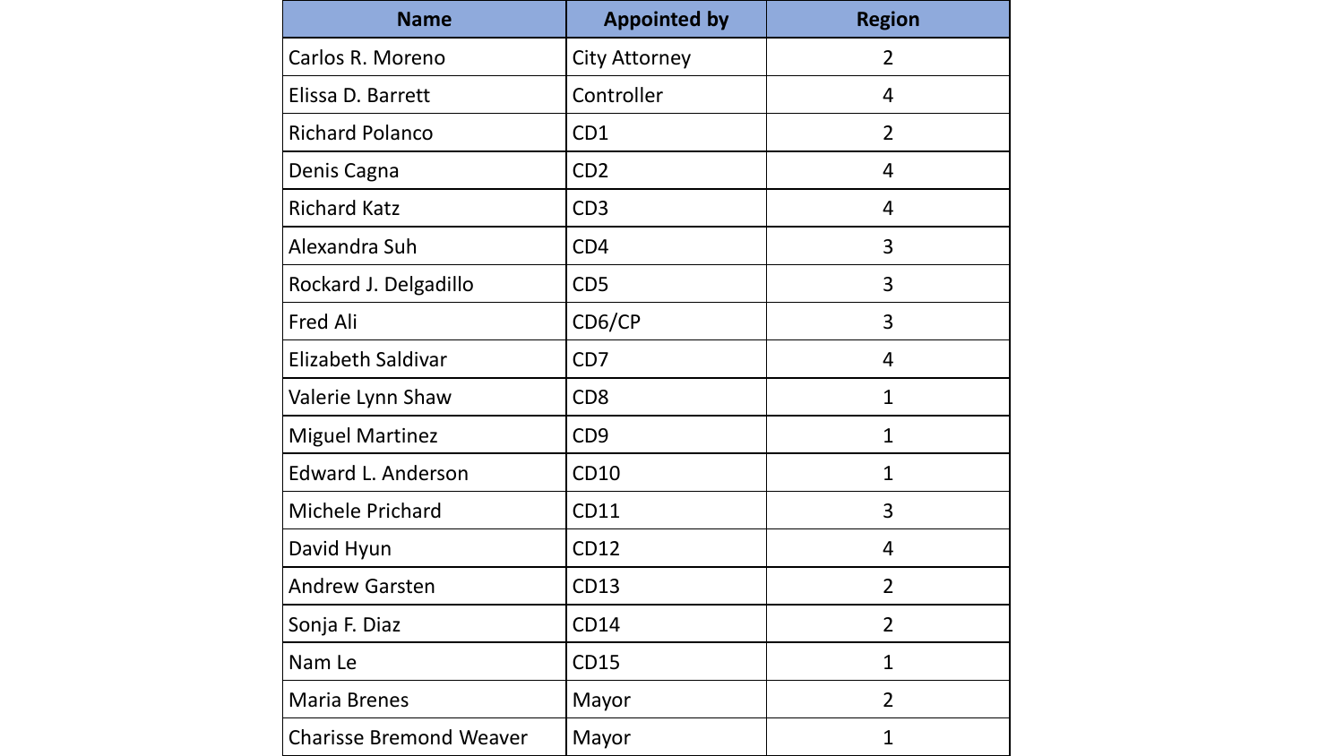| Name | Appointed by | Region |
|---|---|---|
| Carlos R. Moreno | City Attorney | 2 |
| Elissa D. Barrett | Controller | 4 |
| Richard Polanco | CD1 | 2 |
| Denis Cagna | CD2 | 4 |
| Richard Katz | CD3 | 4 |
| Alexandra Suh | CD4 | 3 |
| Rockard J. Delgadillo | CD5 | 3 |
| Fred Ali | CD6/CP | 3 |
| Elizabeth Saldivar | CD7 | 4 |
| Valerie Lynn Shaw | CD8 | 1 |
| Miguel Martinez | CD9 | 1 |
| Edward L. Anderson | CD10 | 1 |
| Michele Prichard | CD11 | 3 |
| David Hyun | CD12 | 4 |
| Andrew Garsten | CD13 | 2 |
| Sonja F. Diaz | CD14 | 2 |
| Nam Le | CD15 | 1 |
| Maria Brenes | Mayor | 2 |
| Charisse Bremond Weaver | Mayor | 1 |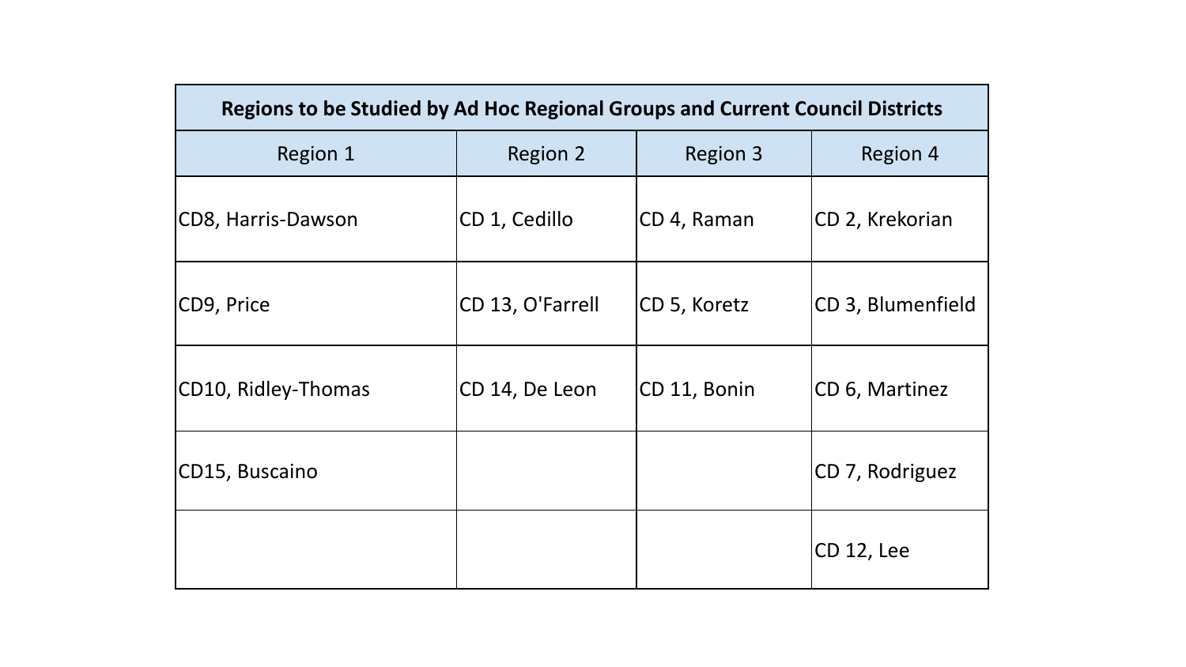| Regions to be Studied by Ad Hoc Regional Groups and Current Council Districts | | | |
|---|---|---|---|
| Region 1 | Region 2 | Region 3 | Region 4 |
| CD8, Harris-Dawson | CD 1, Cedillo | CD 4, Raman | CD 2, Krekorian |
| CD9, Price | CD 13, O'Farrell | CD 5, Koretz | CD 3, Blumenfield |
| CD10, Ridley-Thomas | CD 14, De Leon | CD 11, Bonin | CD 6, Martinez |
| CD15, Buscaino | | | CD 7, Rodriguez |
| | | | CD 12, Lee |